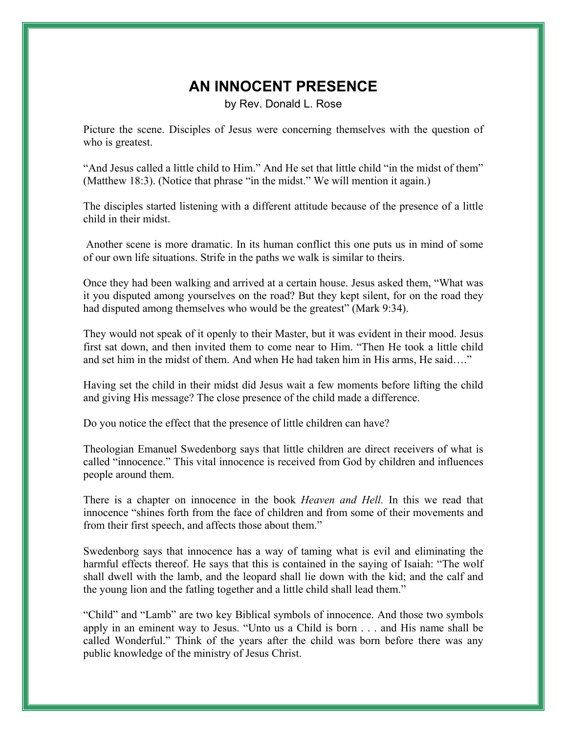# AN INNOCENT PRESENCE

by Rev. Donald L. Rose

Picture the scene. Disciples of Jesus were concerning themselves with the question of who is greatest.

"And Jesus called a little child to Him." And He set that little child "in the midst of them" (Matthew 18:3). (Notice that phrase "in the midst." We will mention it again.)

The disciples started listening with a different attitude because of the presence of a little child in their midst.

Another scene is more dramatic. In its human conflict this one puts us in mind of some of our own life situations. Strife in the paths we walk is similar to theirs.

Once they had been walking and arrived at a certain house. Jesus asked them, "What was it you disputed among yourselves on the road? But they kept silent, for on the road they had disputed among themselves who would be the greatest" (Mark 9:34).

They would not speak of it openly to their Master, but it was evident in their mood. Jesus first sat down, and then invited them to come near to Him. "Then He took a little child and set him in the midst of them. And when He had taken him in His arms, He said…."

Having set the child in their midst did Jesus wait a few moments before lifting the child and giving His message? The close presence of the child made a difference.

Do you notice the effect that the presence of little children can have?

Theologian Emanuel Swedenborg says that little children are direct receivers of what is called "innocence." This vital innocence is received from God by children and influences people around them.

There is a chapter on innocence in the book *Heaven and Hell.* In this we read that innocence "shines forth from the face of children and from some of their movements and from their first speech, and affects those about them."

Swedenborg says that innocence has a way of taming what is evil and eliminating the harmful effects thereof. He says that this is contained in the saying of Isaiah: "The wolf shall dwell with the lamb, and the leopard shall lie down with the kid; and the calf and the young lion and the fatling together and a little child shall lead them."

"Child" and "Lamb" are two key Biblical symbols of innocence. And those two symbols apply in an eminent way to Jesus. "Unto us a Child is born . . . and His name shall be called Wonderful." Think of the years after the child was born before there was any public knowledge of the ministry of Jesus Christ.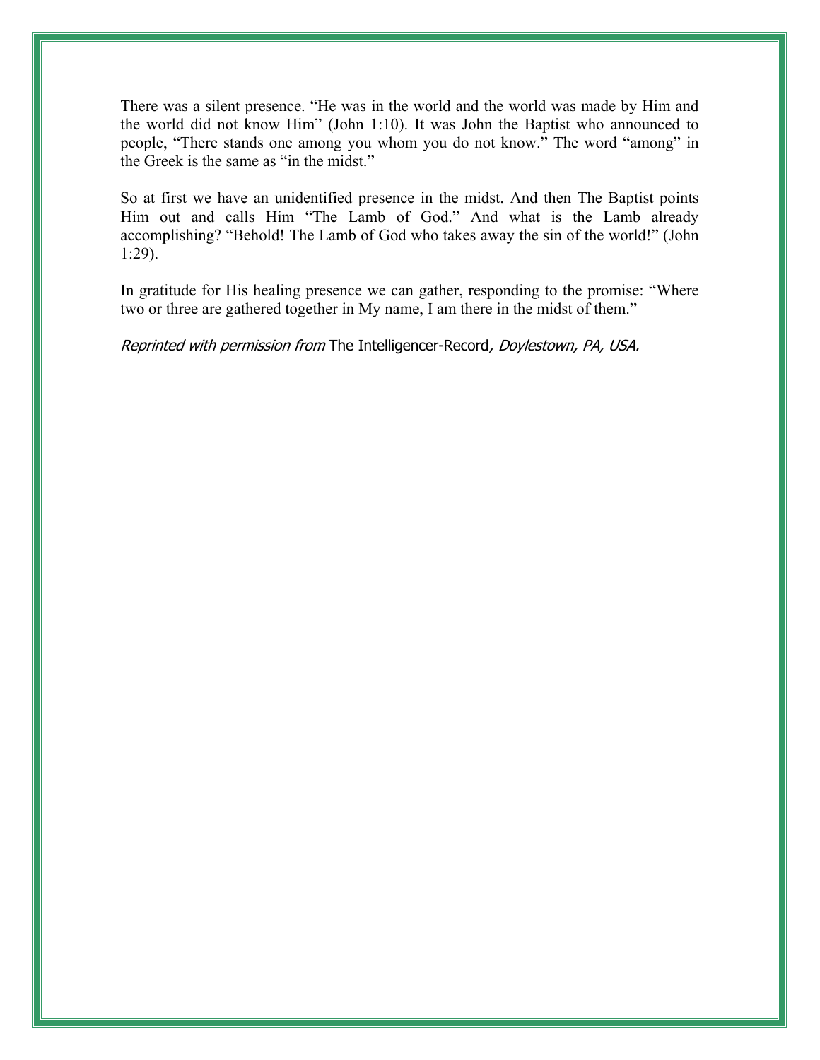There was a silent presence. "He was in the world and the world was made by Him and the world did not know Him" (John 1:10). It was John the Baptist who announced to people, "There stands one among you whom you do not know." The word "among" in the Greek is the same as "in the midst."

So at first we have an unidentified presence in the midst. And then The Baptist points Him out and calls Him "The Lamb of God." And what is the Lamb already accomplishing? "Behold! The Lamb of God who takes away the sin of the world!" (John 1:29).

In gratitude for His healing presence we can gather, responding to the promise: "Where two or three are gathered together in My name, I am there in the midst of them."

*Reprinted with permission from* The Intelligencer-Record*, Doylestown, PA, USA.*